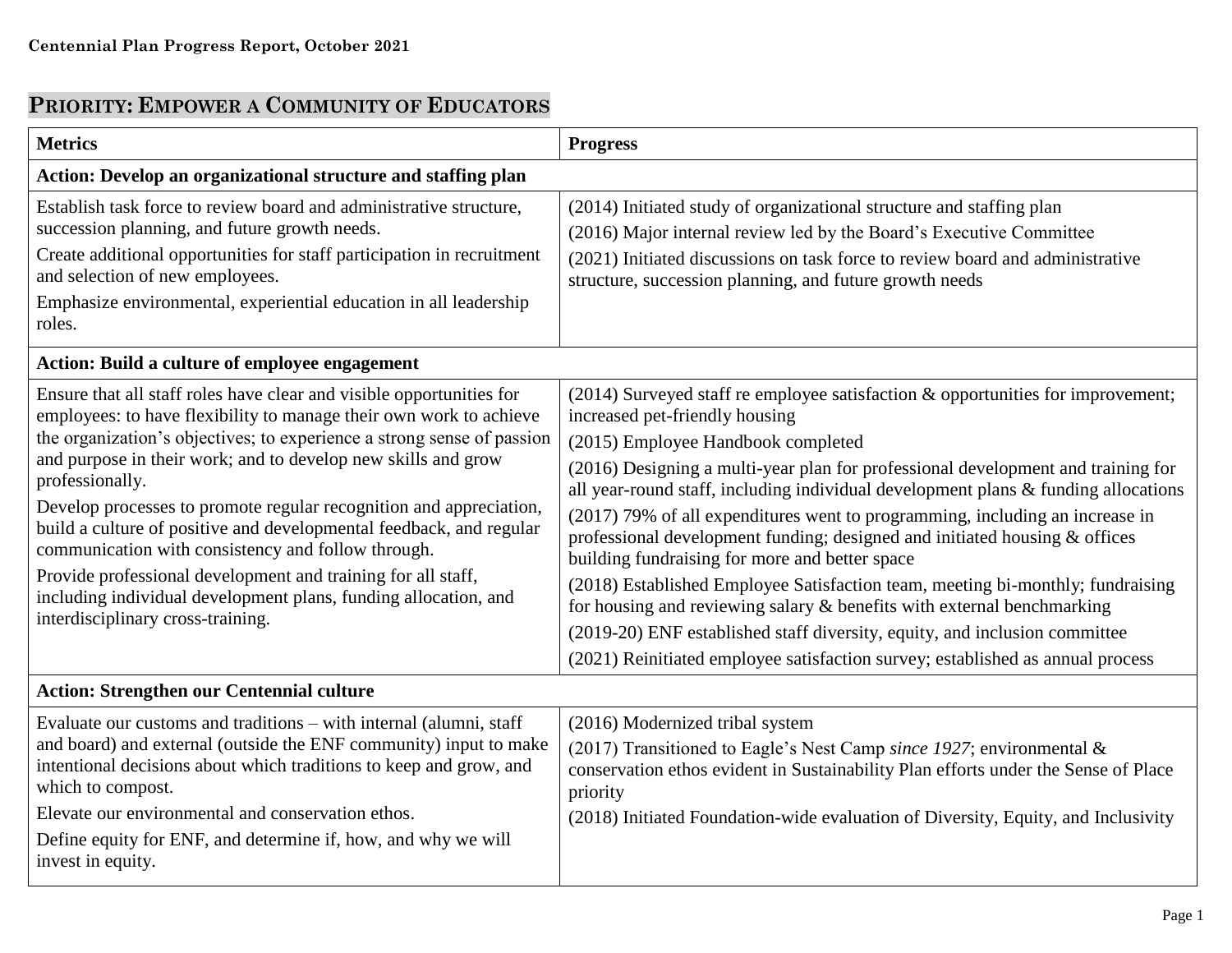**Centennial Plan Progress Report, October 2021**

## PRIORITY: EMPOWER A COMMUNITY OF EDUCATORS

| Metrics | Progress |
|---|---|
| **Action: Develop an organizational structure and staffing plan** | |
| Establish task force to review board and administrative structure, succession planning, and future growth needs.<br>Create additional opportunities for staff participation in recruitment and selection of new employees.<br>Emphasize environmental, experiential education in all leadership roles. | (2014) Initiated study of organizational structure and staffing plan<br>(2016) Major internal review led by the Board's Executive Committee<br>(2021) Initiated discussions on task force to review board and administrative structure, succession planning, and future growth needs |
| **Action: Build a culture of employee engagement** | |
| Ensure that all staff roles have clear and visible opportunities for employees: to have flexibility to manage their own work to achieve the organization's objectives; to experience a strong sense of passion and purpose in their work; and to develop new skills and grow professionally.<br>Develop processes to promote regular recognition and appreciation, build a culture of positive and developmental feedback, and regular communication with consistency and follow through.<br>Provide professional development and training for all staff, including individual development plans, funding allocation, and interdisciplinary cross-training. | (2014) Surveyed staff re employee satisfaction & opportunities for improvement; increased pet-friendly housing<br>(2015) Employee Handbook completed<br>(2016) Designing a multi-year plan for professional development and training for all year-round staff, including individual development plans & funding allocations<br>(2017) 79% of all expenditures went to programming, including an increase in professional development funding; designed and initiated housing & offices building fundraising for more and better space<br>(2018) Established Employee Satisfaction team, meeting bi-monthly; fundraising for housing and reviewing salary & benefits with external benchmarking<br>(2019-20) ENF established staff diversity, equity, and inclusion committee<br>(2021) Reinitiated employee satisfaction survey; established as annual process |
| **Action: Strengthen our Centennial culture** | |
| Evaluate our customs and traditions – with internal (alumni, staff and board) and external (outside the ENF community) input to make intentional decisions about which traditions to keep and grow, and which to compost.<br>Elevate our environmental and conservation ethos.<br>Define equity for ENF, and determine if, how, and why we will invest in equity. | (2016) Modernized tribal system<br>(2017) Transitioned to Eagle's Nest Camp *since 1927*; environmental & conservation ethos evident in Sustainability Plan efforts under the Sense of Place priority<br>(2018) Initiated Foundation-wide evaluation of Diversity, Equity, and Inclusivity |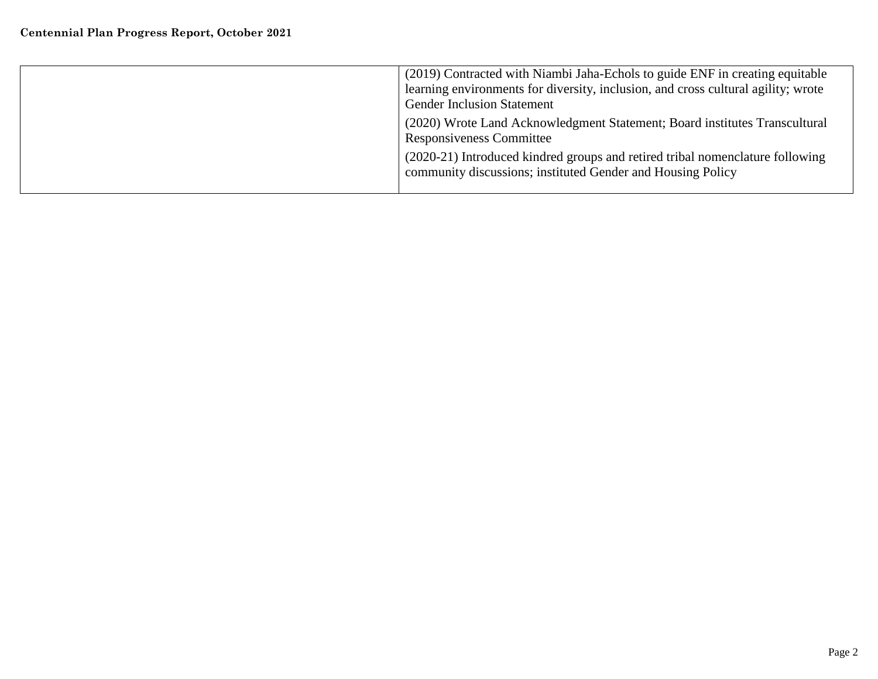| | |
|---|---|
| | (2019) Contracted with Niambi Jaha-Echols to guide ENF in creating equitable learning environments for diversity, inclusion, and cross cultural agility; wrote Gender Inclusion Statement<br><br>(2020) Wrote Land Acknowledgment Statement; Board institutes Transcultural Responsiveness Committee<br><br>(2020-21) Introduced kindred groups and retired tribal nomenclature following community discussions; instituted Gender and Housing Policy |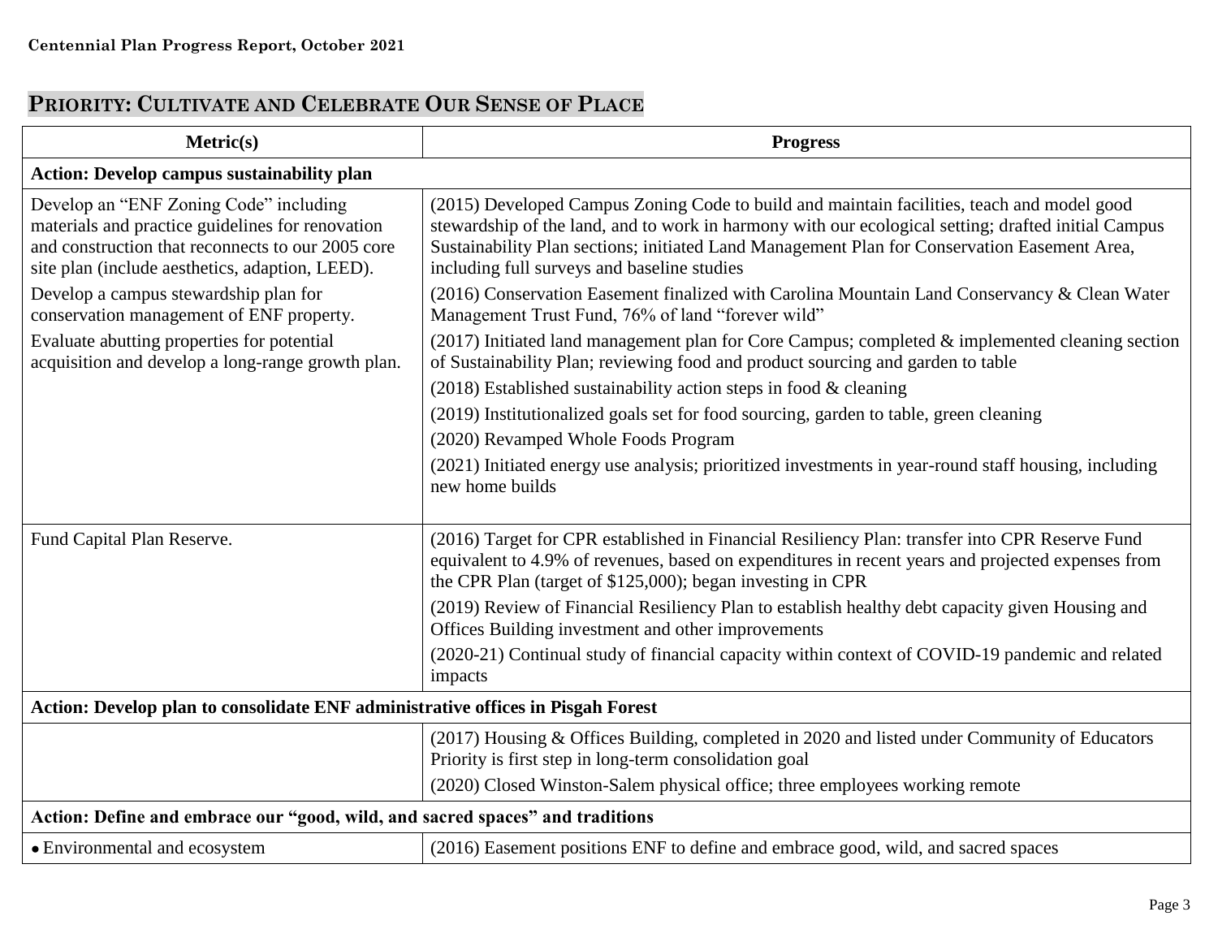## PRIORITY: CULTIVATE AND CELEBRATE OUR SENSE OF PLACE

| Metric(s) | Progress |
|---|---|
| **Action: Develop campus sustainability plan** | |
| Develop an "ENF Zoning Code" including materials and practice guidelines for renovation and construction that reconnects to our 2005 core site plan (include aesthetics, adaption, LEED).<br>Develop a campus stewardship plan for conservation management of ENF property.<br>Evaluate abutting properties for potential acquisition and develop a long-range growth plan. | (2015) Developed Campus Zoning Code to build and maintain facilities, teach and model good stewardship of the land, and to work in harmony with our ecological setting; drafted initial Campus Sustainability Plan sections; initiated Land Management Plan for Conservation Easement Area, including full surveys and baseline studies<br>(2016) Conservation Easement finalized with Carolina Mountain Land Conservancy & Clean Water Management Trust Fund, 76% of land "forever wild"<br>(2017) Initiated land management plan for Core Campus; completed & implemented cleaning section of Sustainability Plan; reviewing food and product sourcing and garden to table<br>(2018) Established sustainability action steps in food & cleaning<br>(2019) Institutionalized goals set for food sourcing, garden to table, green cleaning<br>(2020) Revamped Whole Foods Program<br>(2021) Initiated energy use analysis; prioritized investments in year-round staff housing, including new home builds |
| Fund Capital Plan Reserve. | (2016) Target for CPR established in Financial Resiliency Plan: transfer into CPR Reserve Fund equivalent to 4.9% of revenues, based on expenditures in recent years and projected expenses from the CPR Plan (target of $125,000); began investing in CPR<br>(2019) Review of Financial Resiliency Plan to establish healthy debt capacity given Housing and Offices Building investment and other improvements<br>(2020-21) Continual study of financial capacity within context of COVID-19 pandemic and related impacts |
| **Action: Develop plan to consolidate ENF administrative offices in Pisgah Forest** | |
| | (2017) Housing & Offices Building, completed in 2020 and listed under Community of Educators Priority is first step in long-term consolidation goal<br>(2020) Closed Winston-Salem physical office; three employees working remote |
| **Action: Define and embrace our "good, wild, and sacred spaces" and traditions** | |
| • Environmental and ecosystem | (2016) Easement positions ENF to define and embrace good, wild, and sacred spaces |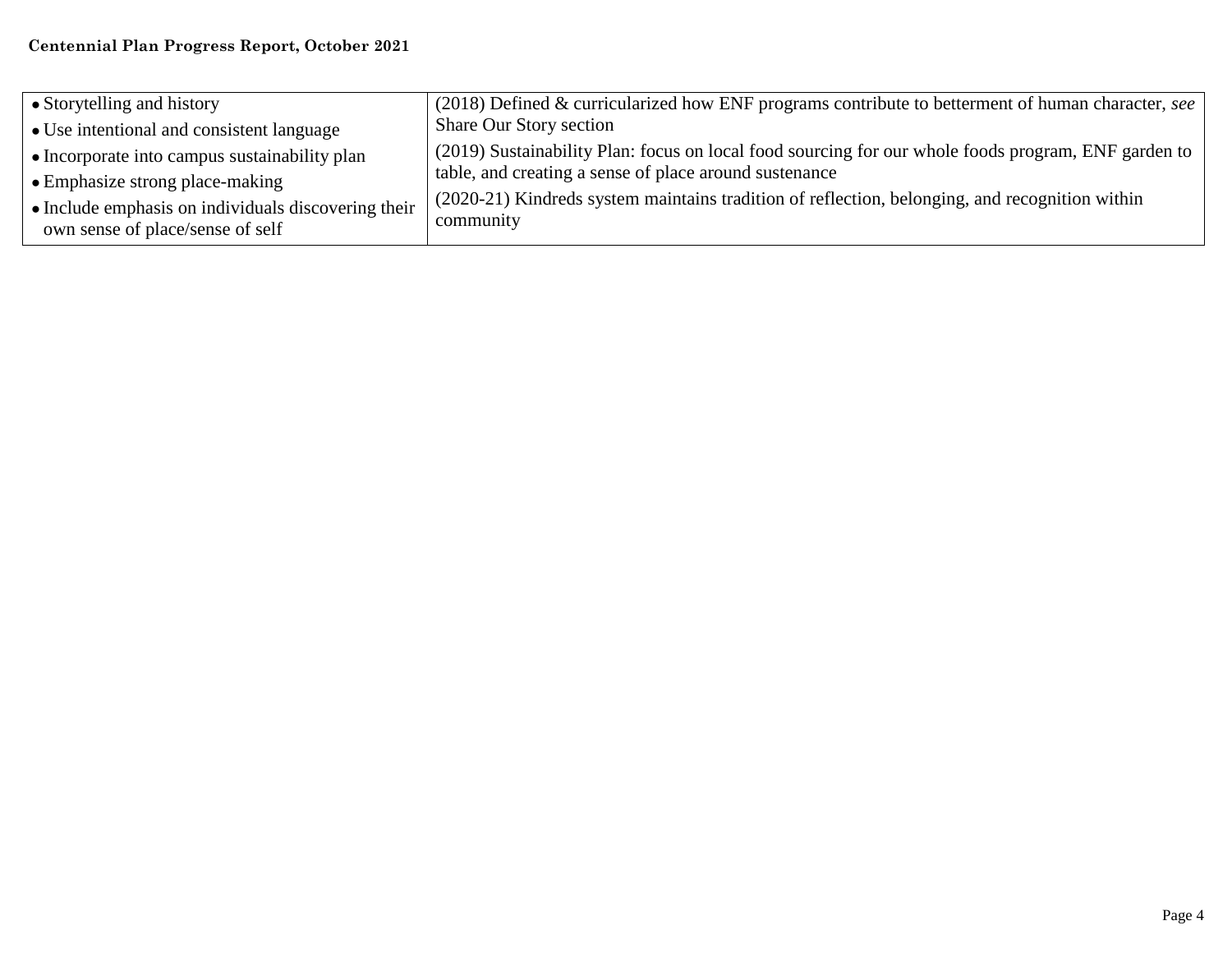| | |
|---|---|
| • Storytelling and history<br>• Use intentional and consistent language<br>• Incorporate into campus sustainability plan<br>• Emphasize strong place-making<br>• Include emphasis on individuals discovering their own sense of place/sense of self | (2018) Defined & curricularized how ENF programs contribute to betterment of human character, *see* Share Our Story section<br>(2019) Sustainability Plan: focus on local food sourcing for our whole foods program, ENF garden to table, and creating a sense of place around sustenance<br>(2020-21) Kindreds system maintains tradition of reflection, belonging, and recognition within community |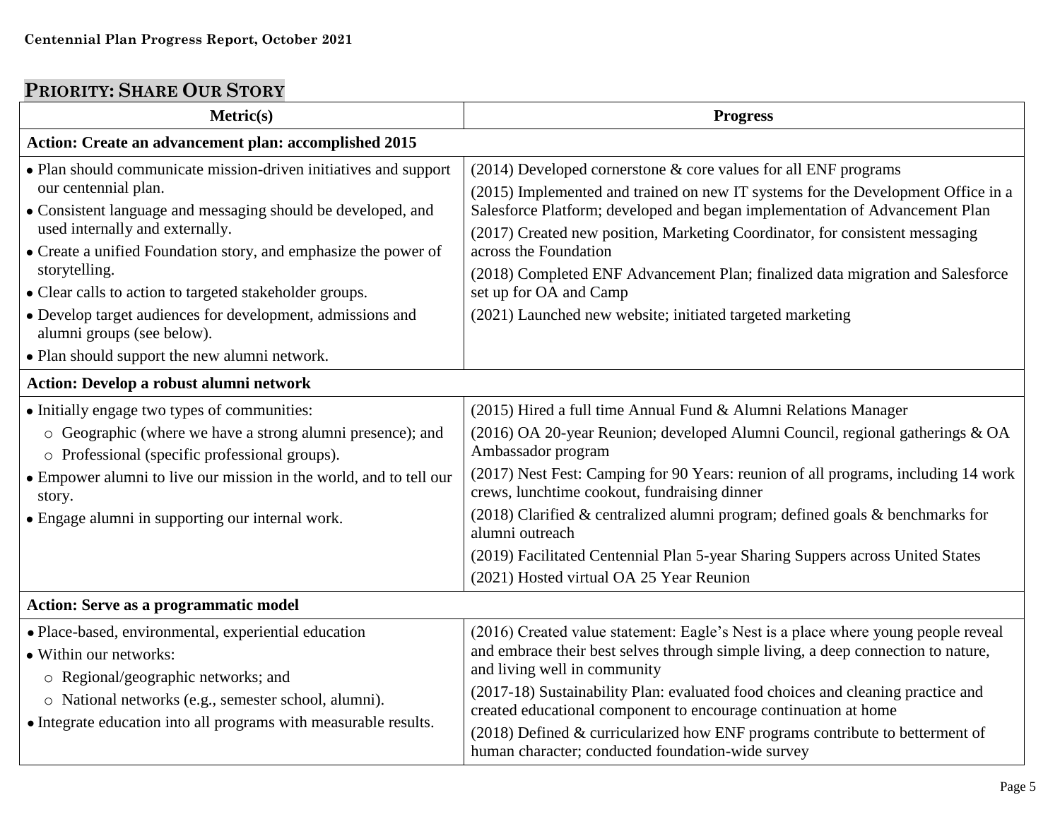## Priority: Share Our Story

| Metric(s) | Progress |
|---|---|
| **Action: Create an advancement plan: accomplished 2015** | |
| • Plan should communicate mission-driven initiatives and support our centennial plan.<br>• Consistent language and messaging should be developed, and used internally and externally.<br>• Create a unified Foundation story, and emphasize the power of storytelling.<br>• Clear calls to action to targeted stakeholder groups.<br>• Develop target audiences for development, admissions and alumni groups (see below).<br>• Plan should support the new alumni network. | (2014) Developed cornerstone & core values for all ENF programs<br>(2015) Implemented and trained on new IT systems for the Development Office in a Salesforce Platform; developed and began implementation of Advancement Plan<br>(2017) Created new position, Marketing Coordinator, for consistent messaging across the Foundation<br>(2018) Completed ENF Advancement Plan; finalized data migration and Salesforce set up for OA and Camp<br>(2021) Launched new website; initiated targeted marketing |
| **Action: Develop a robust alumni network** | |
| • Initially engage two types of communities:<br>  ○ Geographic (where we have a strong alumni presence); and<br>  ○ Professional (specific professional groups).<br>• Empower alumni to live our mission in the world, and to tell our story.<br>• Engage alumni in supporting our internal work. | (2015) Hired a full time Annual Fund & Alumni Relations Manager<br>(2016) OA 20-year Reunion; developed Alumni Council, regional gatherings & OA Ambassador program<br>(2017) Nest Fest: Camping for 90 Years: reunion of all programs, including 14 work crews, lunchtime cookout, fundraising dinner<br>(2018) Clarified & centralized alumni program; defined goals & benchmarks for alumni outreach<br>(2019) Facilitated Centennial Plan 5-year Sharing Suppers across United States<br>(2021) Hosted virtual OA 25 Year Reunion |
| **Action: Serve as a programmatic model** | |
| • Place-based, environmental, experiential education<br>• Within our networks:<br>  ○ Regional/geographic networks; and<br>  ○ National networks (e.g., semester school, alumni).<br>• Integrate education into all programs with measurable results. | (2016) Created value statement: Eagle's Nest is a place where young people reveal and embrace their best selves through simple living, a deep connection to nature, and living well in community<br>(2017-18) Sustainability Plan: evaluated food choices and cleaning practice and created educational component to encourage continuation at home<br>(2018) Defined & curricularized how ENF programs contribute to betterment of human character; conducted foundation-wide survey |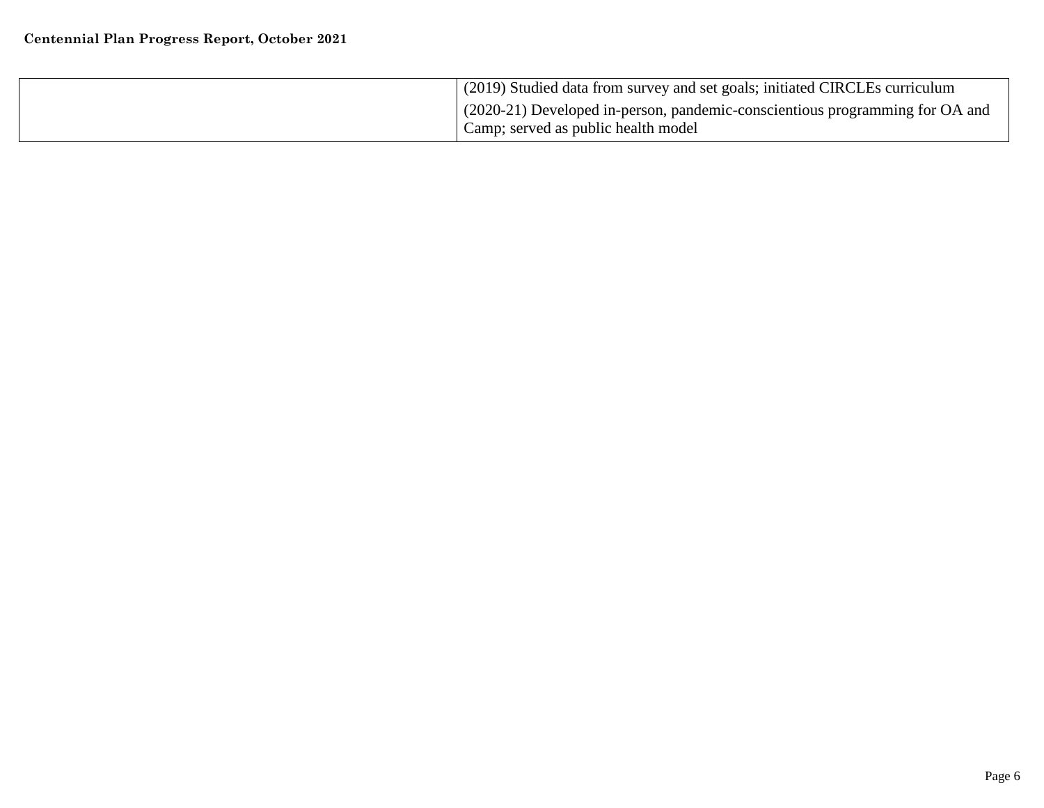| | |
|---|---|
| | (2019) Studied data from survey and set goals; initiated CIRCLEs curriculum<br>(2020-21) Developed in-person, pandemic-conscientious programming for OA and Camp; served as public health model |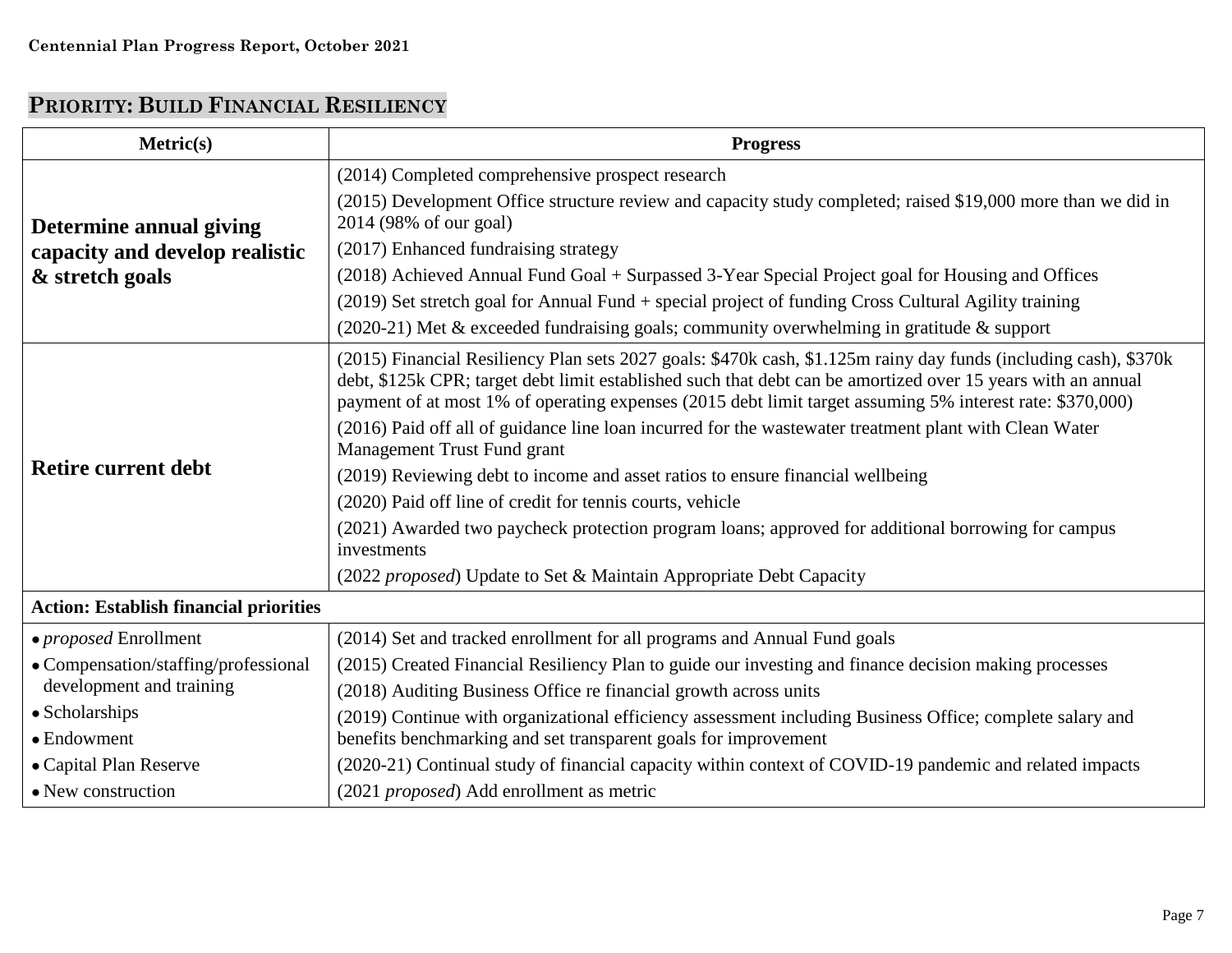## PRIORITY: BUILD FINANCIAL RESILIENCY

| Metric(s) | Progress |
|---|---|
| **Determine annual giving capacity and develop realistic & stretch goals** | (2014) Completed comprehensive prospect research<br>(2015) Development Office structure review and capacity study completed; raised $19,000 more than we did in 2014 (98% of our goal)<br>(2017) Enhanced fundraising strategy<br>(2018) Achieved Annual Fund Goal + Surpassed 3-Year Special Project goal for Housing and Offices<br>(2019) Set stretch goal for Annual Fund + special project of funding Cross Cultural Agility training<br>(2020-21) Met & exceeded fundraising goals; community overwhelming in gratitude & support |
| **Retire current debt** | (2015) Financial Resiliency Plan sets 2027 goals: $470k cash, $1.125m rainy day funds (including cash), $370k debt, $125k CPR; target debt limit established such that debt can be amortized over 15 years with an annual payment of at most 1% of operating expenses (2015 debt limit target assuming 5% interest rate: $370,000)<br>(2016) Paid off all of guidance line loan incurred for the wastewater treatment plant with Clean Water Management Trust Fund grant<br>(2019) Reviewing debt to income and asset ratios to ensure financial wellbeing<br>(2020) Paid off line of credit for tennis courts, vehicle<br>(2021) Awarded two paycheck protection program loans; approved for additional borrowing for campus investments<br>(2022 *proposed*) Update to Set & Maintain Appropriate Debt Capacity |
| **Action: Establish financial priorities** | |
| • *proposed* Enrollment<br>• Compensation/staffing/professional development and training<br>• Scholarships<br>• Endowment<br>• Capital Plan Reserve<br>• New construction | (2014) Set and tracked enrollment for all programs and Annual Fund goals<br>(2015) Created Financial Resiliency Plan to guide our investing and finance decision making processes<br>(2018) Auditing Business Office re financial growth across units<br>(2019) Continue with organizational efficiency assessment including Business Office; complete salary and benefits benchmarking and set transparent goals for improvement<br>(2020-21) Continual study of financial capacity within context of COVID-19 pandemic and related impacts<br>(2021 *proposed*) Add enrollment as metric |